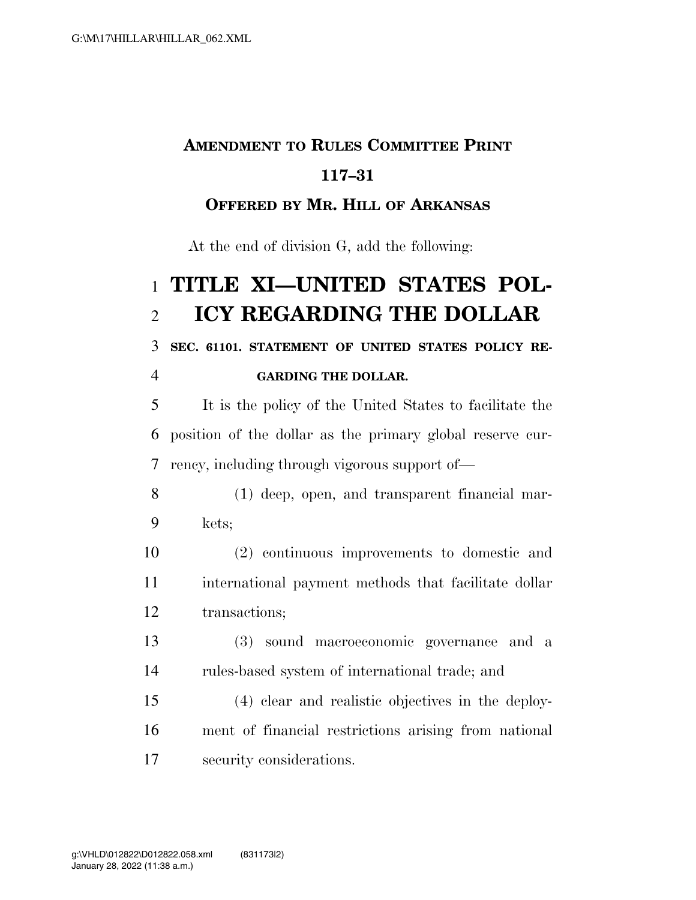**AMENDMENT TO RULES COMMITTEE PRINT 117–31**

**OFFERED BY MR. HILL OF ARKANSAS**

At the end of division G, add the following:

# TITLE XI—UNITED STATES POLICY REGARDING THE DOLLAR

**SEC. 61101. STATEMENT OF UNITED STATES POLICY REGARDING THE DOLLAR.**

It is the policy of the United States to facilitate the position of the dollar as the primary global reserve currency, including through vigorous support of—

(1) deep, open, and transparent financial markets;

(2) continuous improvements to domestic and international payment methods that facilitate dollar transactions;

(3) sound macroeconomic governance and a rules-based system of international trade; and

(4) clear and realistic objectives in the deployment of financial restrictions arising from national security considerations.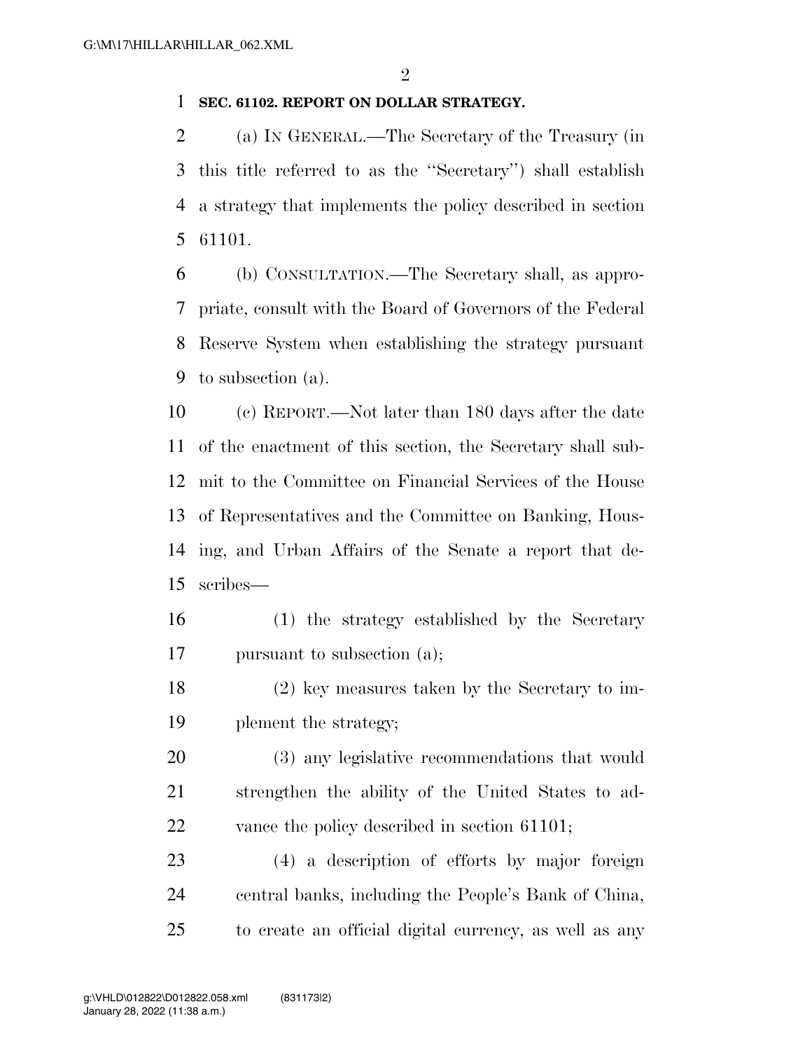**SEC. 61102. REPORT ON DOLLAR STRATEGY.**

(a) IN GENERAL.—The Secretary of the Treasury (in this title referred to as the ''Secretary'') shall establish a strategy that implements the policy described in section 61101.

(b) CONSULTATION.—The Secretary shall, as appropriate, consult with the Board of Governors of the Federal Reserve System when establishing the strategy pursuant to subsection (a).

(c) REPORT.—Not later than 180 days after the date of the enactment of this section, the Secretary shall submit to the Committee on Financial Services of the House of Representatives and the Committee on Banking, Housing, and Urban Affairs of the Senate a report that describes—

(1) the strategy established by the Secretary pursuant to subsection (a);

(2) key measures taken by the Secretary to implement the strategy;

(3) any legislative recommendations that would strengthen the ability of the United States to advance the policy described in section 61101;

(4) a description of efforts by major foreign central banks, including the People's Bank of China, to create an official digital currency, as well as any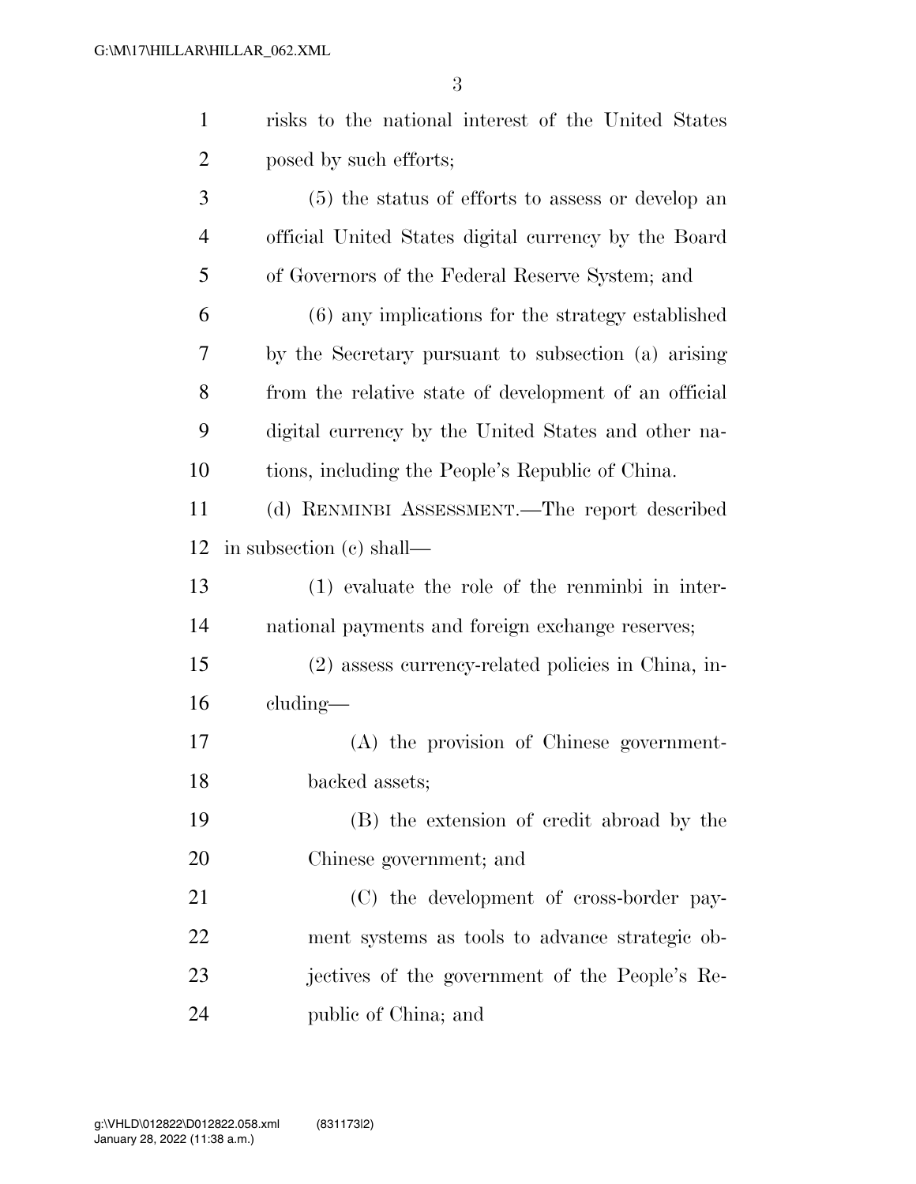risks to the national interest of the United States posed by such efforts;

(5) the status of efforts to assess or develop an official United States digital currency by the Board of Governors of the Federal Reserve System; and

(6) any implications for the strategy established by the Secretary pursuant to subsection (a) arising from the relative state of development of an official digital currency by the United States and other nations, including the People's Republic of China.

(d) RENMINBI ASSESSMENT.—The report described in subsection (c) shall—

(1) evaluate the role of the renminbi in international payments and foreign exchange reserves;

(2) assess currency-related policies in China, including—

(A) the provision of Chinese government-backed assets;

(B) the extension of credit abroad by the Chinese government; and

(C) the development of cross-border payment systems as tools to advance strategic objectives of the government of the People's Republic of China; and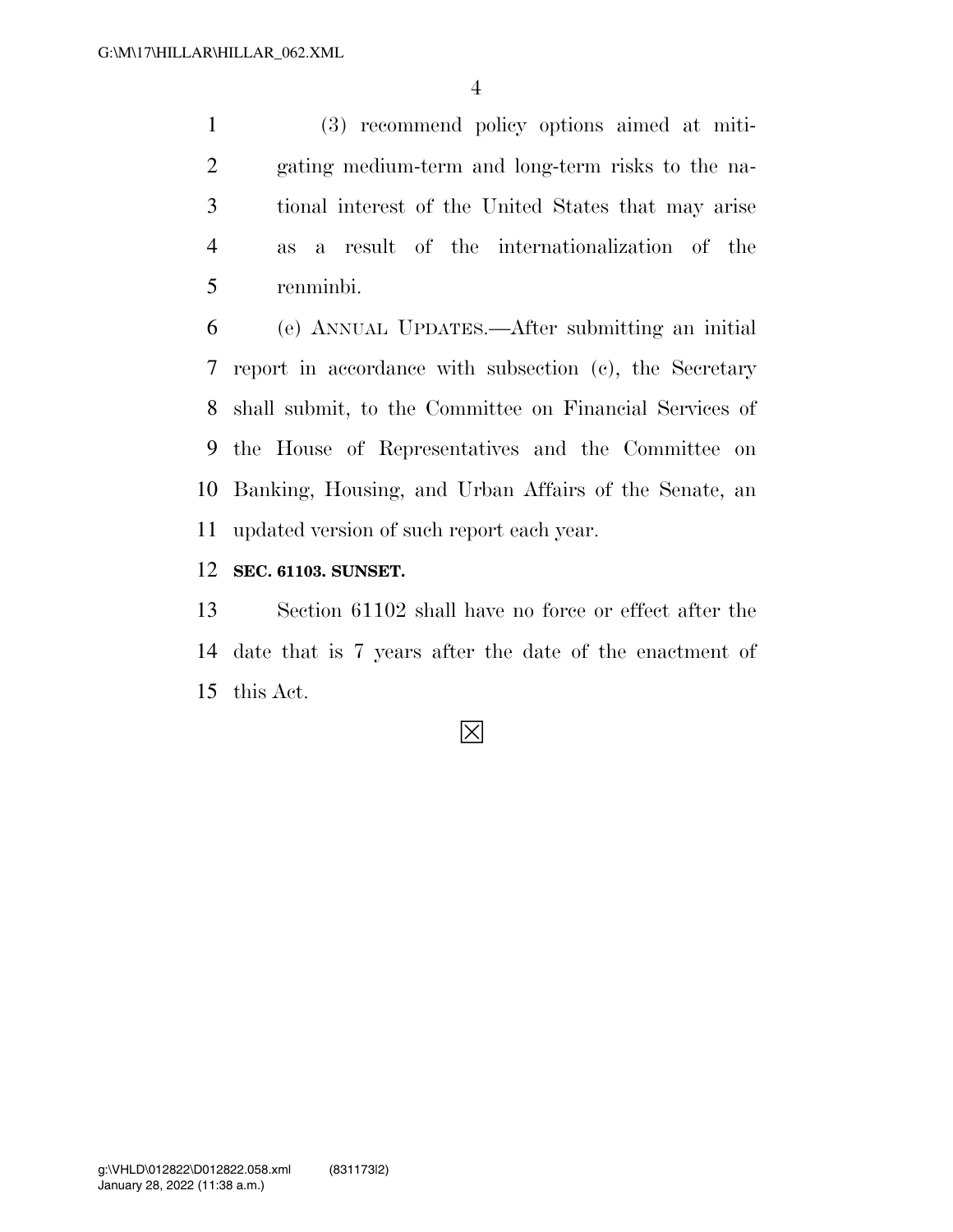(3) recommend policy options aimed at mitigating medium-term and long-term risks to the national interest of the United States that may arise as a result of the internationalization of the renminbi.

(e) ANNUAL UPDATES.—After submitting an initial report in accordance with subsection (c), the Secretary shall submit, to the Committee on Financial Services of the House of Representatives and the Committee on Banking, Housing, and Urban Affairs of the Senate, an updated version of such report each year.

**SEC. 61103. SUNSET.**

Section 61102 shall have no force or effect after the date that is 7 years after the date of the enactment of this Act.